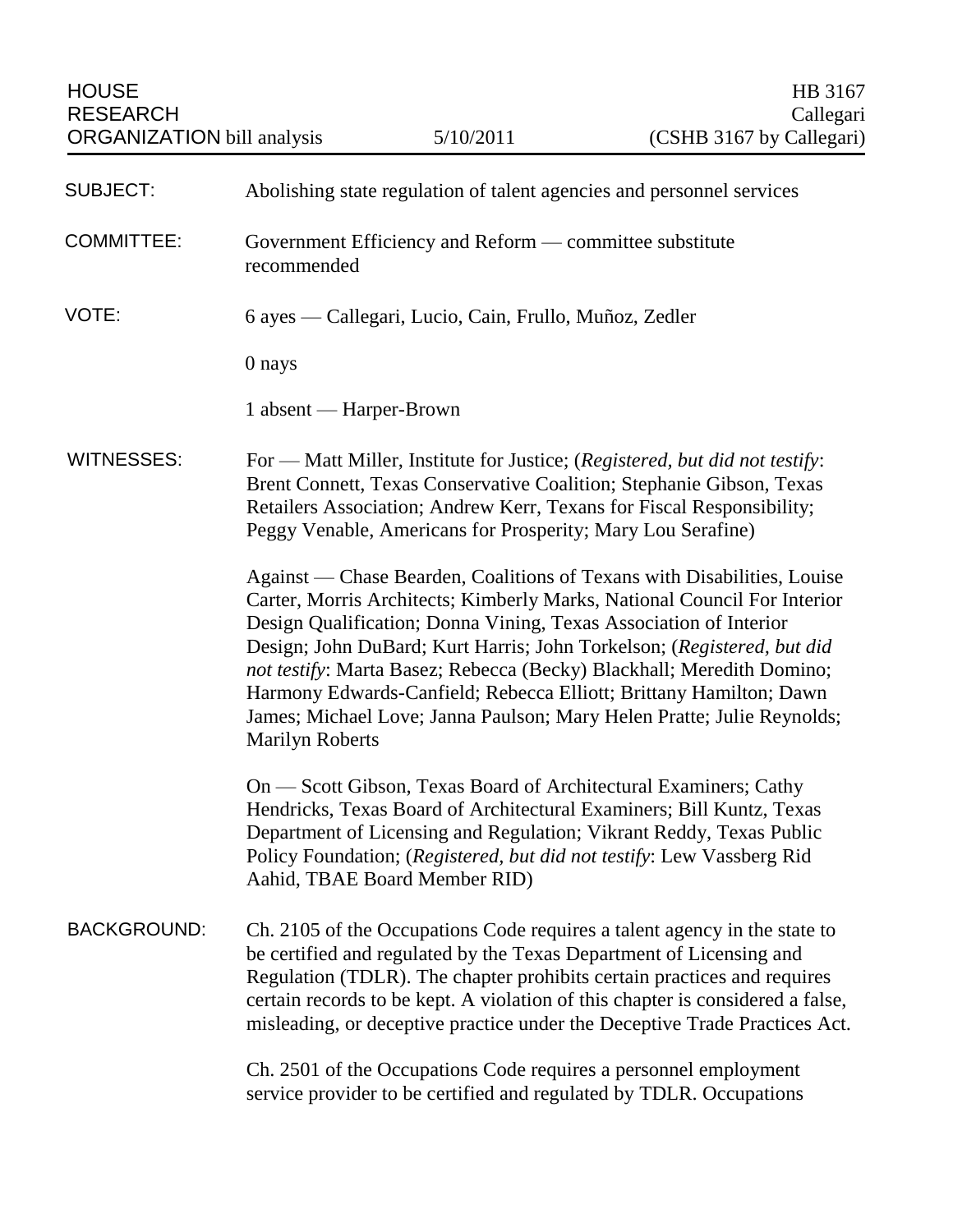HOUSE RESEARCH ORGANIZATION bill analysis | 5/10/2011 | HB 3167 Callegari (CSHB 3167 by Callegari)

| | |
|---|---|
| SUBJECT: | Abolishing state regulation of talent agencies and personnel services |
| COMMITTEE: | Government Efficiency and Reform — committee substitute recommended |
| VOTE: | 6 ayes — Callegari, Lucio, Cain, Frullo, Muñoz, Zedler |
| | 0 nays |
| | 1 absent — Harper-Brown |

**WITNESSES:**

For — Matt Miller, Institute for Justice; (*Registered, but did not testify*: Brent Connett, Texas Conservative Coalition; Stephanie Gibson, Texas Retailers Association; Andrew Kerr, Texans for Fiscal Responsibility; Peggy Venable, Americans for Prosperity; Mary Lou Serafine)

Against — Chase Bearden, Coalitions of Texans with Disabilities, Louise Carter, Morris Architects; Kimberly Marks, National Council For Interior Design Qualification; Donna Vining, Texas Association of Interior Design; John DuBard; Kurt Harris; John Torkelson; (*Registered, but did not testify*: Marta Basez; Rebecca (Becky) Blackhall; Meredith Domino; Harmony Edwards-Canfield; Rebecca Elliott; Brittany Hamilton; Dawn James; Michael Love; Janna Paulson; Mary Helen Pratte; Julie Reynolds; Marilyn Roberts

On — Scott Gibson, Texas Board of Architectural Examiners; Cathy Hendricks, Texas Board of Architectural Examiners; Bill Kuntz, Texas Department of Licensing and Regulation; Vikrant Reddy, Texas Public Policy Foundation; (*Registered, but did not testify*: Lew Vassberg Rid Aahid, TBAE Board Member RID)

**BACKGROUND:**

Ch. 2105 of the Occupations Code requires a talent agency in the state to be certified and regulated by the Texas Department of Licensing and Regulation (TDLR). The chapter prohibits certain practices and requires certain records to be kept. A violation of this chapter is considered a false, misleading, or deceptive practice under the Deceptive Trade Practices Act.

Ch. 2501 of the Occupations Code requires a personnel employment service provider to be certified and regulated by TDLR. Occupations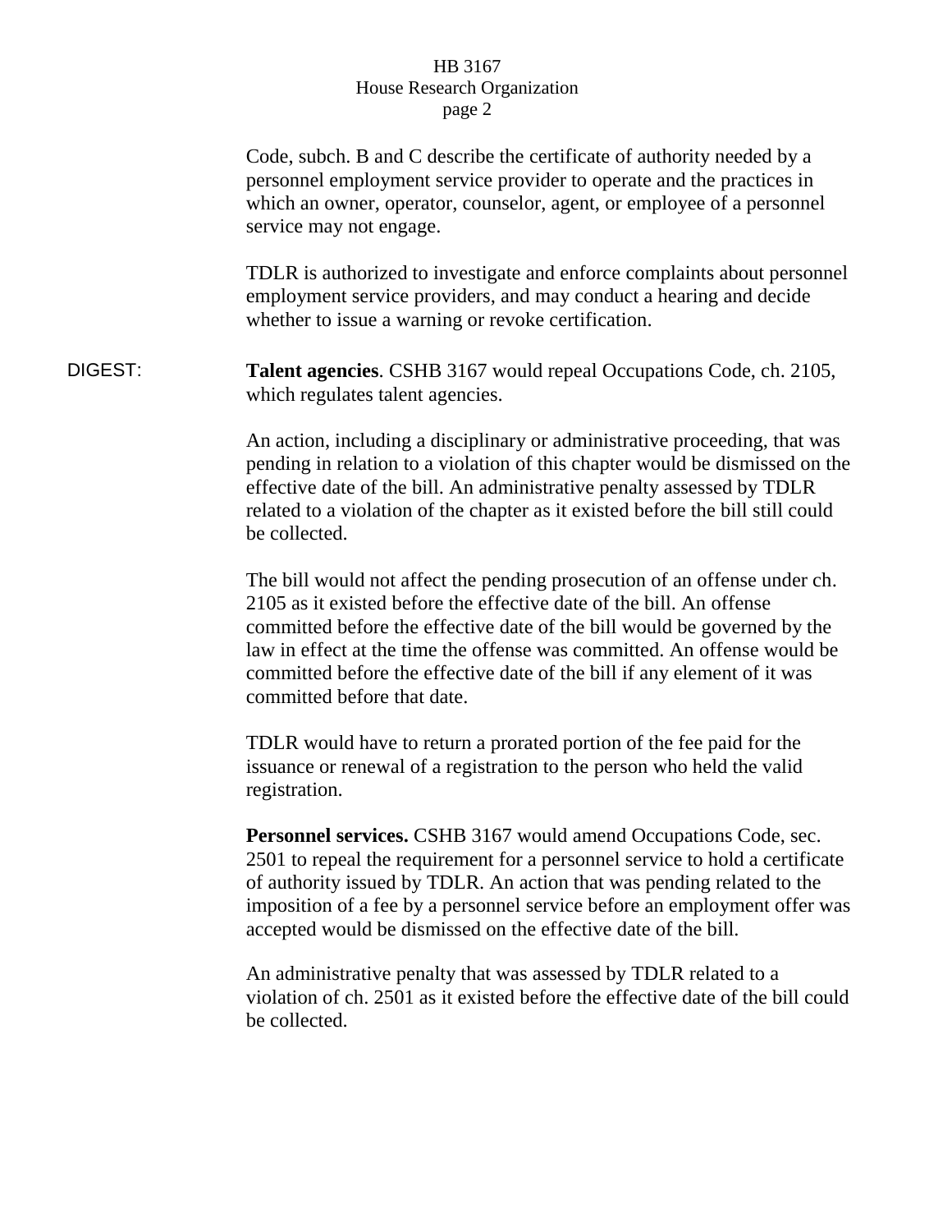Code, subch. B and C describe the certificate of authority needed by a personnel employment service provider to operate and the practices in which an owner, operator, counselor, agent, or employee of a personnel service may not engage.

TDLR is authorized to investigate and enforce complaints about personnel employment service providers, and may conduct a hearing and decide whether to issue a warning or revoke certification.

DIGEST: **Talent agencies**. CSHB 3167 would repeal Occupations Code, ch. 2105, which regulates talent agencies.

An action, including a disciplinary or administrative proceeding, that was pending in relation to a violation of this chapter would be dismissed on the effective date of the bill. An administrative penalty assessed by TDLR related to a violation of the chapter as it existed before the bill still could be collected.

The bill would not affect the pending prosecution of an offense under ch. 2105 as it existed before the effective date of the bill. An offense committed before the effective date of the bill would be governed by the law in effect at the time the offense was committed. An offense would be committed before the effective date of the bill if any element of it was committed before that date.

TDLR would have to return a prorated portion of the fee paid for the issuance or renewal of a registration to the person who held the valid registration.

**Personnel services.** CSHB 3167 would amend Occupations Code, sec. 2501 to repeal the requirement for a personnel service to hold a certificate of authority issued by TDLR. An action that was pending related to the imposition of a fee by a personnel service before an employment offer was accepted would be dismissed on the effective date of the bill.

An administrative penalty that was assessed by TDLR related to a violation of ch. 2501 as it existed before the effective date of the bill could be collected.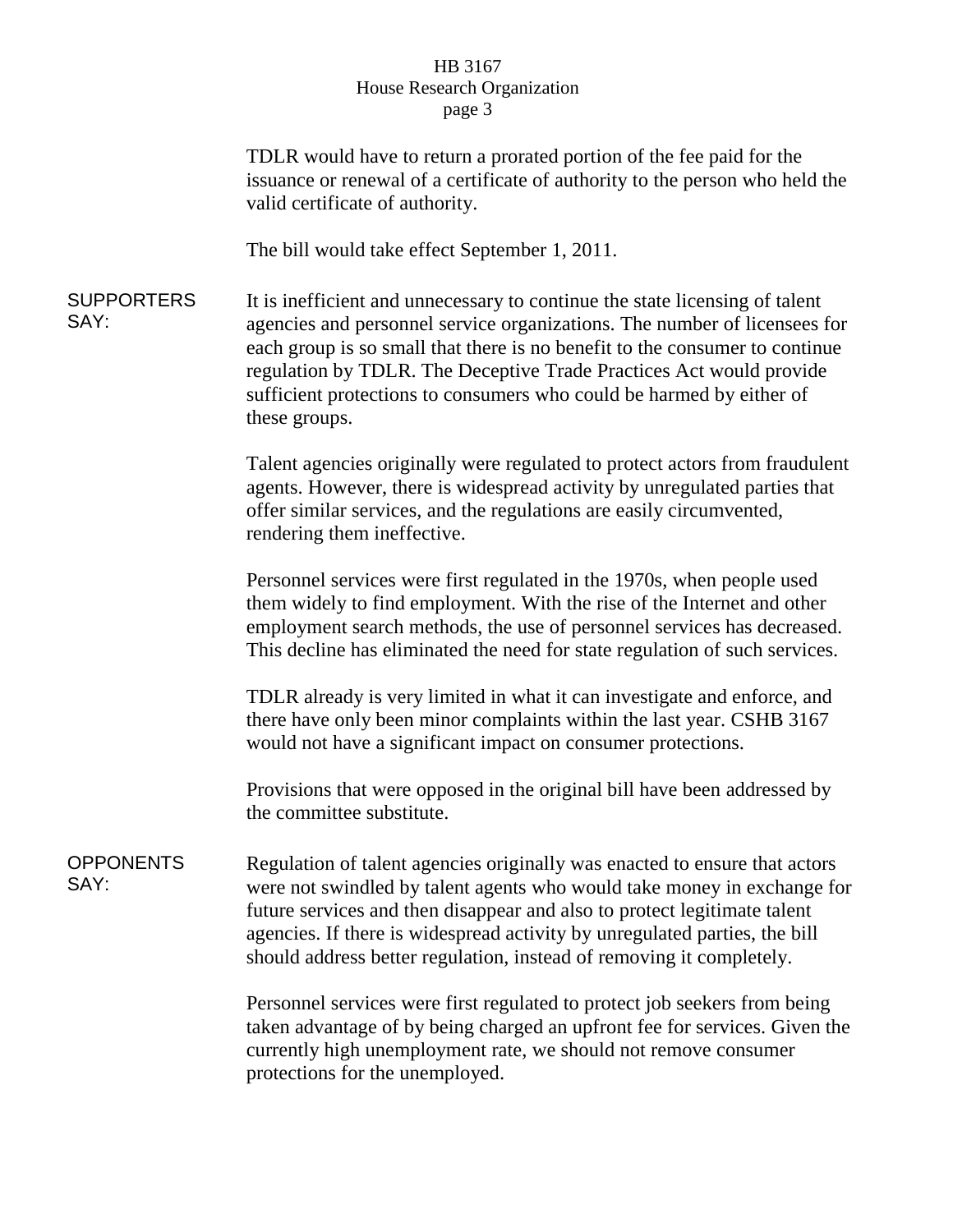TDLR would have to return a prorated portion of the fee paid for the issuance or renewal of a certificate of authority to the person who held the valid certificate of authority.

The bill would take effect September 1, 2011.

**SUPPORTERS SAY:**

It is inefficient and unnecessary to continue the state licensing of talent agencies and personnel service organizations. The number of licensees for each group is so small that there is no benefit to the consumer to continue regulation by TDLR. The Deceptive Trade Practices Act would provide sufficient protections to consumers who could be harmed by either of these groups.

Talent agencies originally were regulated to protect actors from fraudulent agents. However, there is widespread activity by unregulated parties that offer similar services, and the regulations are easily circumvented, rendering them ineffective.

Personnel services were first regulated in the 1970s, when people used them widely to find employment. With the rise of the Internet and other employment search methods, the use of personnel services has decreased. This decline has eliminated the need for state regulation of such services.

TDLR already is very limited in what it can investigate and enforce, and there have only been minor complaints within the last year. CSHB 3167 would not have a significant impact on consumer protections.

Provisions that were opposed in the original bill have been addressed by the committee substitute.

**OPPONENTS SAY:**

Regulation of talent agencies originally was enacted to ensure that actors were not swindled by talent agents who would take money in exchange for future services and then disappear and also to protect legitimate talent agencies. If there is widespread activity by unregulated parties, the bill should address better regulation, instead of removing it completely.

Personnel services were first regulated to protect job seekers from being taken advantage of by being charged an upfront fee for services. Given the currently high unemployment rate, we should not remove consumer protections for the unemployed.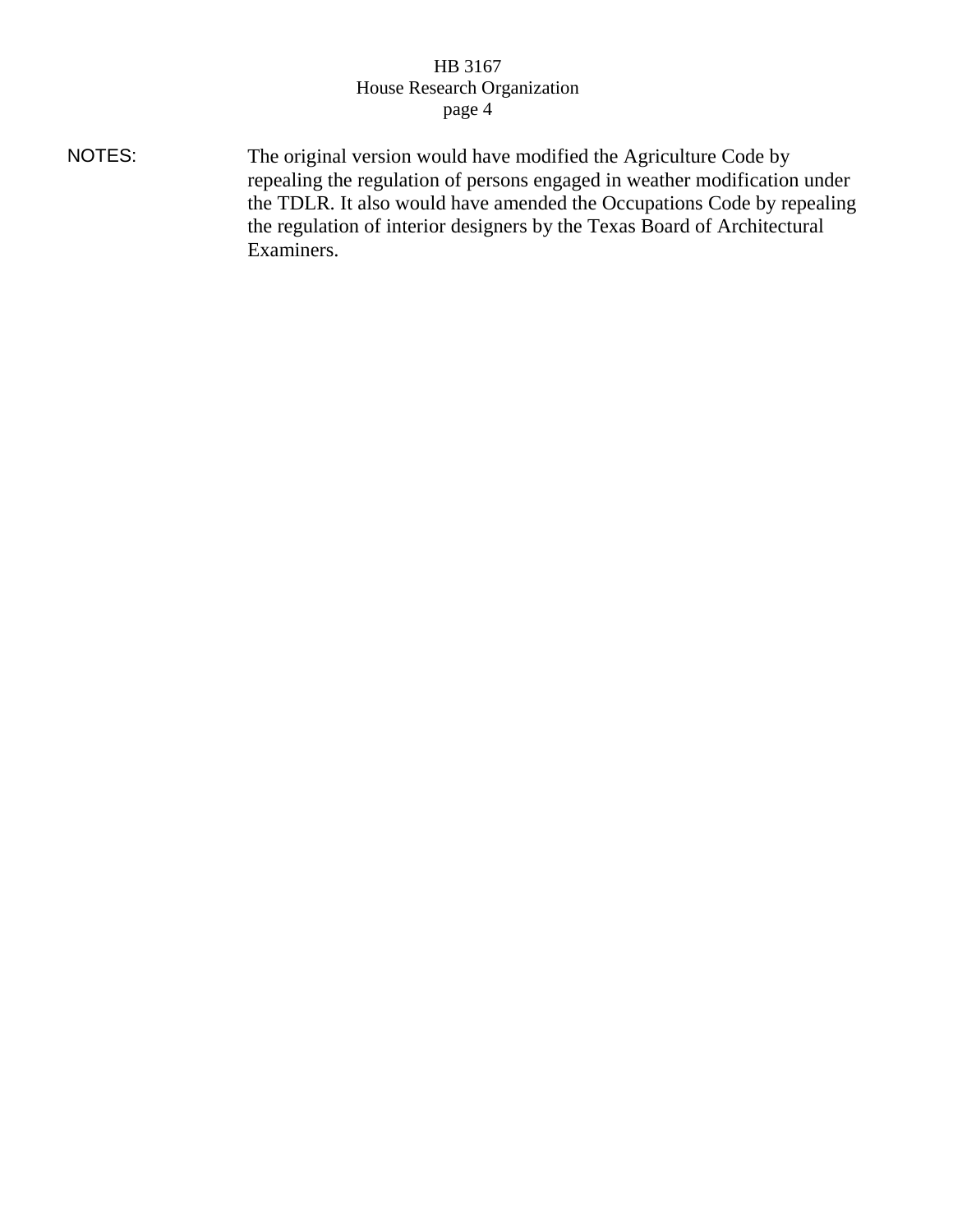NOTES: The original version would have modified the Agriculture Code by repealing the regulation of persons engaged in weather modification under the TDLR. It also would have amended the Occupations Code by repealing the regulation of interior designers by the Texas Board of Architectural Examiners.